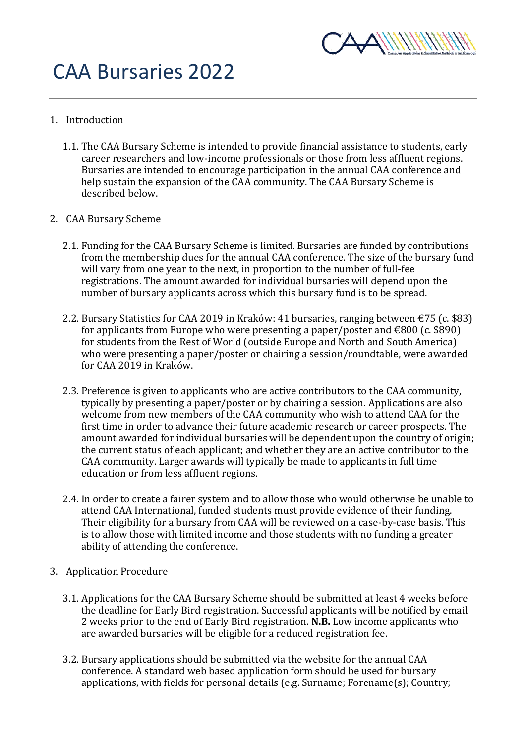# CAA Bursaries 2022

1. Introduction

   1.1. The CAA Bursary Scheme is intended to provide financial assistance to students, early career researchers and low-income professionals or those from less affluent regions. Bursaries are intended to encourage participation in the annual CAA conference and help sustain the expansion of the CAA community. The CAA Bursary Scheme is described below.

2. CAA Bursary Scheme

   2.1. Funding for the CAA Bursary Scheme is limited. Bursaries are funded by contributions from the membership dues for the annual CAA conference. The size of the bursary fund will vary from one year to the next, in proportion to the number of full-fee registrations. The amount awarded for individual bursaries will depend upon the number of bursary applicants across which this bursary fund is to be spread.

   2.2. Bursary Statistics for CAA 2019 in Kraków: 41 bursaries, ranging between €75 (c. $83) for applicants from Europe who were presenting a paper/poster and €800 (c. $890) for students from the Rest of World (outside Europe and North and South America) who were presenting a paper/poster or chairing a session/roundtable, were awarded for CAA 2019 in Kraków.

   2.3. Preference is given to applicants who are active contributors to the CAA community, typically by presenting a paper/poster or by chairing a session. Applications are also welcome from new members of the CAA community who wish to attend CAA for the first time in order to advance their future academic research or career prospects. The amount awarded for individual bursaries will be dependent upon the country of origin; the current status of each applicant; and whether they are an active contributor to the CAA community. Larger awards will typically be made to applicants in full time education or from less affluent regions.

   2.4. In order to create a fairer system and to allow those who would otherwise be unable to attend CAA International, funded students must provide evidence of their funding. Their eligibility for a bursary from CAA will be reviewed on a case-by-case basis. This is to allow those with limited income and those students with no funding a greater ability of attending the conference.

3. Application Procedure

   3.1. Applications for the CAA Bursary Scheme should be submitted at least 4 weeks before the deadline for Early Bird registration. Successful applicants will be notified by email 2 weeks prior to the end of Early Bird registration. **N.B.** Low income applicants who are awarded bursaries will be eligible for a reduced registration fee.

   3.2. Bursary applications should be submitted via the website for the annual CAA conference. A standard web based application form should be used for bursary applications, with fields for personal details (e.g. Surname; Forename(s); Country;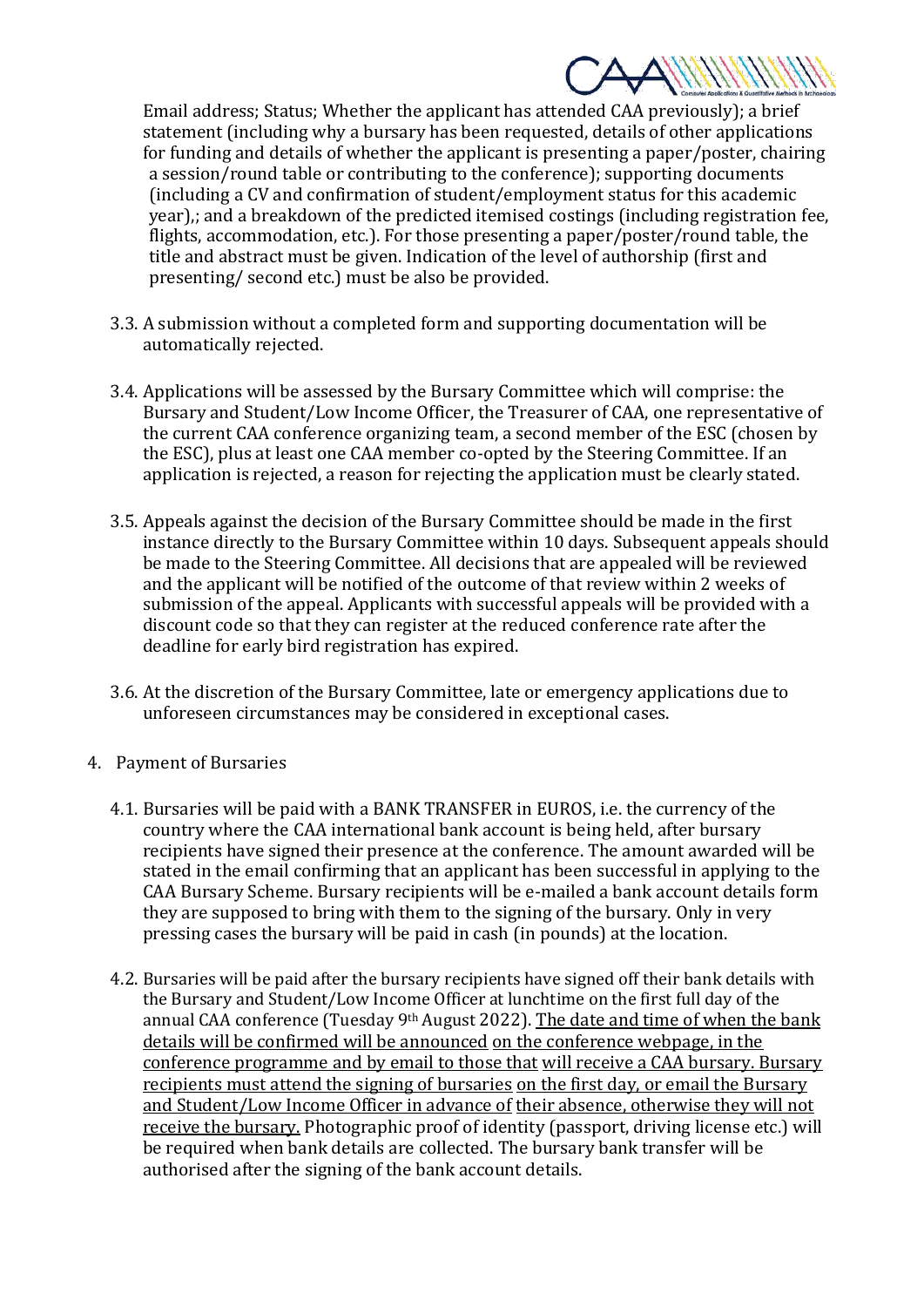Email address; Status; Whether the applicant has attended CAA previously); a brief statement (including why a bursary has been requested, details of other applications for funding and details of whether the applicant is presenting a paper/poster, chairing a session/round table or contributing to the conference); supporting documents (including a CV and confirmation of student/employment status for this academic year),; and a breakdown of the predicted itemised costings (including registration fee, flights, accommodation, etc.). For those presenting a paper/poster/round table, the title and abstract must be given. Indication of the level of authorship (first and presenting/ second etc.) must be also be provided.

3.3. A submission without a completed form and supporting documentation will be automatically rejected.

3.4. Applications will be assessed by the Bursary Committee which will comprise: the Bursary and Student/Low Income Officer, the Treasurer of CAA, one representative of the current CAA conference organizing team, a second member of the ESC (chosen by the ESC), plus at least one CAA member co-opted by the Steering Committee. If an application is rejected, a reason for rejecting the application must be clearly stated.

3.5. Appeals against the decision of the Bursary Committee should be made in the first instance directly to the Bursary Committee within 10 days. Subsequent appeals should be made to the Steering Committee. All decisions that are appealed will be reviewed and the applicant will be notified of the outcome of that review within 2 weeks of submission of the appeal. Applicants with successful appeals will be provided with a discount code so that they can register at the reduced conference rate after the deadline for early bird registration has expired.

3.6. At the discretion of the Bursary Committee, late or emergency applications due to unforeseen circumstances may be considered in exceptional cases.

4. Payment of Bursaries

4.1. Bursaries will be paid with a BANK TRANSFER in EUROS, i.e. the currency of the country where the CAA international bank account is being held, after bursary recipients have signed their presence at the conference. The amount awarded will be stated in the email confirming that an applicant has been successful in applying to the CAA Bursary Scheme. Bursary recipients will be e-mailed a bank account details form they are supposed to bring with them to the signing of the bursary. Only in very pressing cases the bursary will be paid in cash (in pounds) at the location.

4.2. Bursaries will be paid after the bursary recipients have signed off their bank details with the Bursary and Student/Low Income Officer at lunchtime on the first full day of the annual CAA conference (Tuesday 9th August 2022). The date and time of when the bank details will be confirmed will be announced on the conference webpage, in the conference programme and by email to those that will receive a CAA bursary. Bursary recipients must attend the signing of bursaries on the first day, or email the Bursary and Student/Low Income Officer in advance of their absence, otherwise they will not receive the bursary. Photographic proof of identity (passport, driving license etc.) will be required when bank details are collected. The bursary bank transfer will be authorised after the signing of the bank account details.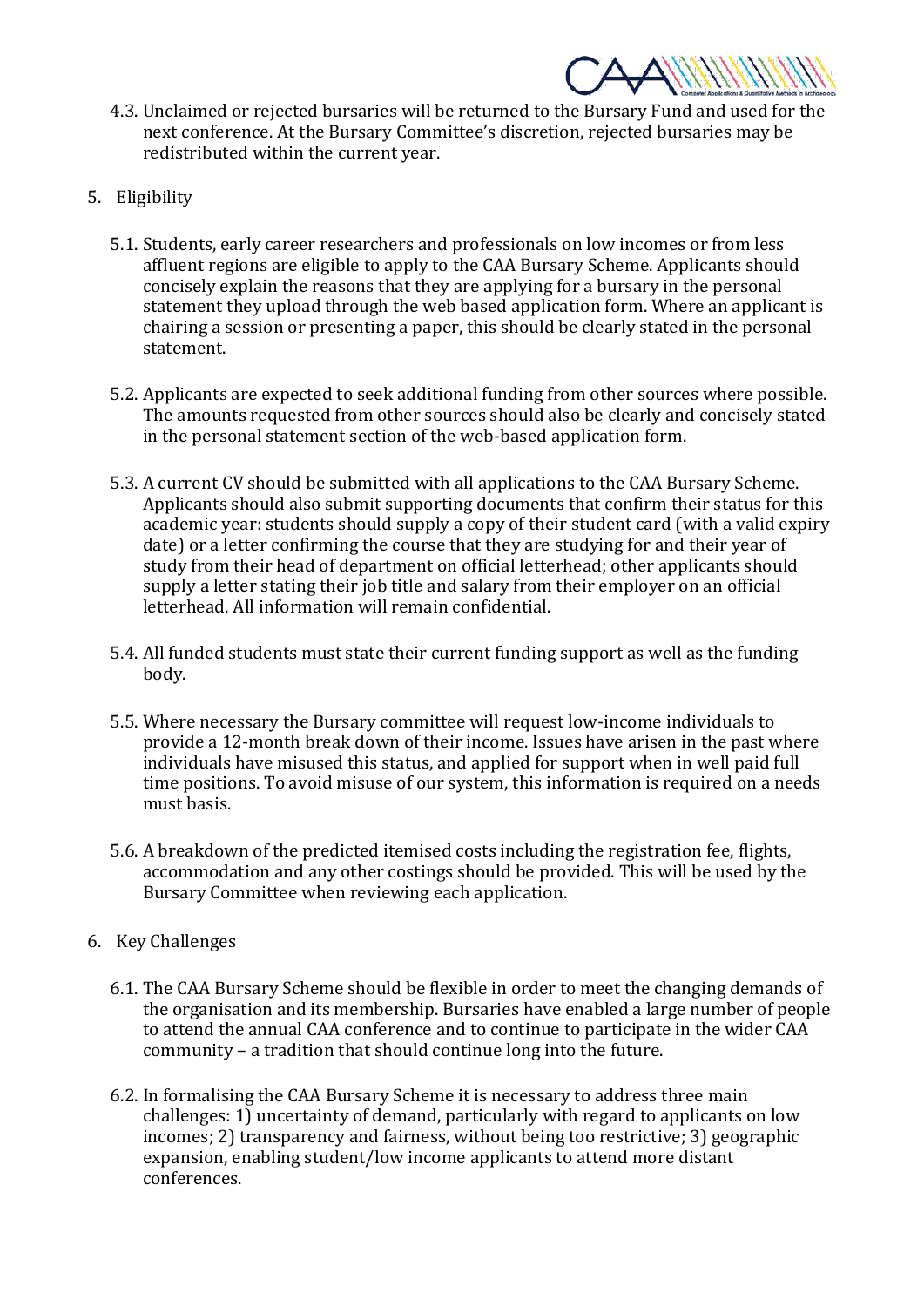4.3. Unclaimed or rejected bursaries will be returned to the Bursary Fund and used for the next conference. At the Bursary Committee's discretion, rejected bursaries may be redistributed within the current year.

5. Eligibility

5.1. Students, early career researchers and professionals on low incomes or from less affluent regions are eligible to apply to the CAA Bursary Scheme. Applicants should concisely explain the reasons that they are applying for a bursary in the personal statement they upload through the web based application form. Where an applicant is chairing a session or presenting a paper, this should be clearly stated in the personal statement.

5.2. Applicants are expected to seek additional funding from other sources where possible. The amounts requested from other sources should also be clearly and concisely stated in the personal statement section of the web-based application form.

5.3. A current CV should be submitted with all applications to the CAA Bursary Scheme. Applicants should also submit supporting documents that confirm their status for this academic year: students should supply a copy of their student card (with a valid expiry date) or a letter confirming the course that they are studying for and their year of study from their head of department on official letterhead; other applicants should supply a letter stating their job title and salary from their employer on an official letterhead. All information will remain confidential.

5.4. All funded students must state their current funding support as well as the funding body.

5.5. Where necessary the Bursary committee will request low-income individuals to provide a 12-month break down of their income. Issues have arisen in the past where individuals have misused this status, and applied for support when in well paid full time positions. To avoid misuse of our system, this information is required on a needs must basis.

5.6. A breakdown of the predicted itemised costs including the registration fee, flights, accommodation and any other costings should be provided. This will be used by the Bursary Committee when reviewing each application.

6. Key Challenges

6.1. The CAA Bursary Scheme should be flexible in order to meet the changing demands of the organisation and its membership. Bursaries have enabled a large number of people to attend the annual CAA conference and to continue to participate in the wider CAA community – a tradition that should continue long into the future.

6.2. In formalising the CAA Bursary Scheme it is necessary to address three main challenges: 1) uncertainty of demand, particularly with regard to applicants on low incomes; 2) transparency and fairness, without being too restrictive; 3) geographic expansion, enabling student/low income applicants to attend more distant conferences.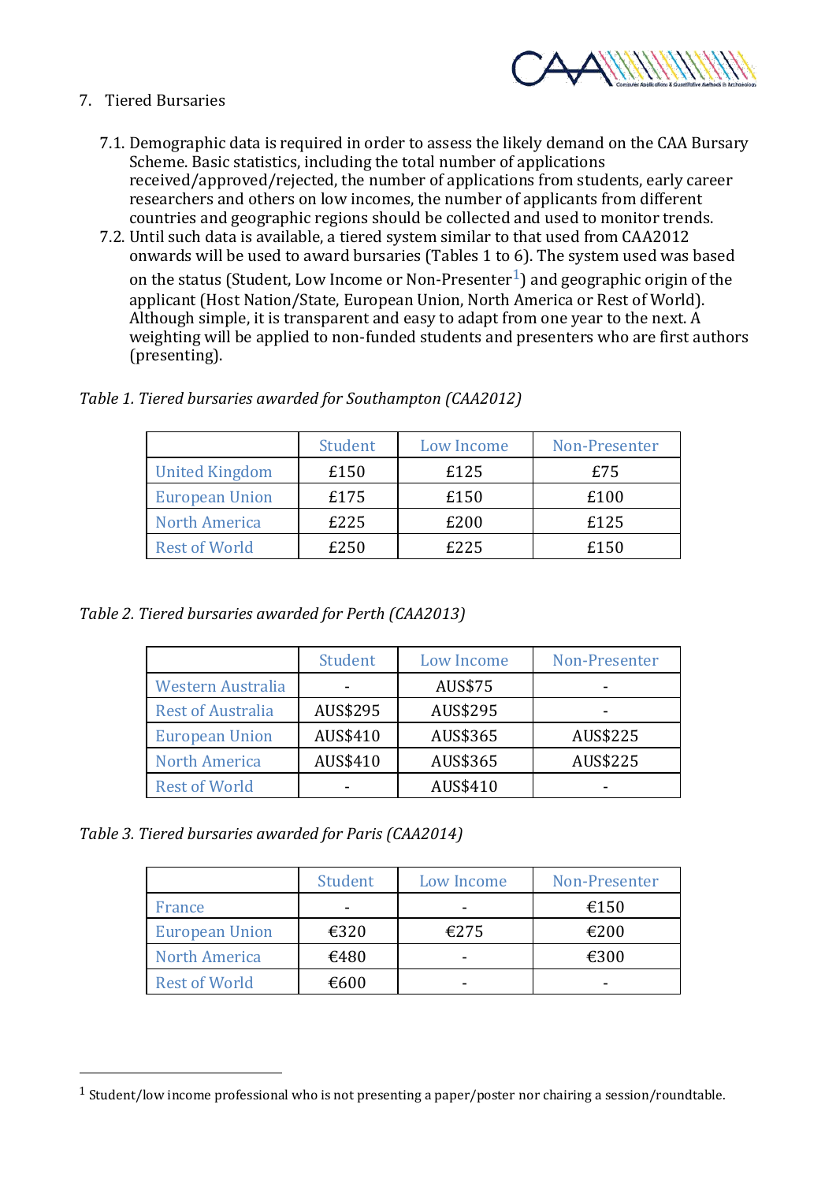## 7. Tiered Bursaries

7.1. Demographic data is required in order to assess the likely demand on the CAA Bursary Scheme. Basic statistics, including the total number of applications received/approved/rejected, the number of applications from students, early career researchers and others on low incomes, the number of applicants from different countries and geographic regions should be collected and used to monitor trends.

7.2. Until such data is available, a tiered system similar to that used from CAA2012 onwards will be used to award bursaries (Tables 1 to 6). The system used was based on the status (Student, Low Income or Non-Presenter[1]) and geographic origin of the applicant (Host Nation/State, European Union, North America or Rest of World). Although simple, it is transparent and easy to adapt from one year to the next. A weighting will be applied to non-funded students and presenters who are first authors (presenting).

*Table 1. Tiered bursaries awarded for Southampton (CAA2012)*

| | Student | Low Income | Non-Presenter |
|---|---|---|---|
| United Kingdom | £150 | £125 | £75 |
| European Union | £175 | £150 | £100 |
| North America | £225 | £200 | £125 |
| Rest of World | £250 | £225 | £150 |

*Table 2. Tiered bursaries awarded for Perth (CAA2013)*

| | Student | Low Income | Non-Presenter |
|---|---|---|---|
| Western Australia | - | AUS$75 | - |
| Rest of Australia | AUS$295 | AUS$295 | - |
| European Union | AUS$410 | AUS$365 | AUS$225 |
| North America | AUS$410 | AUS$365 | AUS$225 |
| Rest of World | - | AUS$410 | - |

*Table 3. Tiered bursaries awarded for Paris (CAA2014)*

| | Student | Low Income | Non-Presenter |
|---|---|---|---|
| France | - | - | €150 |
| European Union | €320 | €275 | €200 |
| North America | €480 | - | €300 |
| Rest of World | €600 | - | - |

[1] Student/low income professional who is not presenting a paper/poster nor chairing a session/roundtable.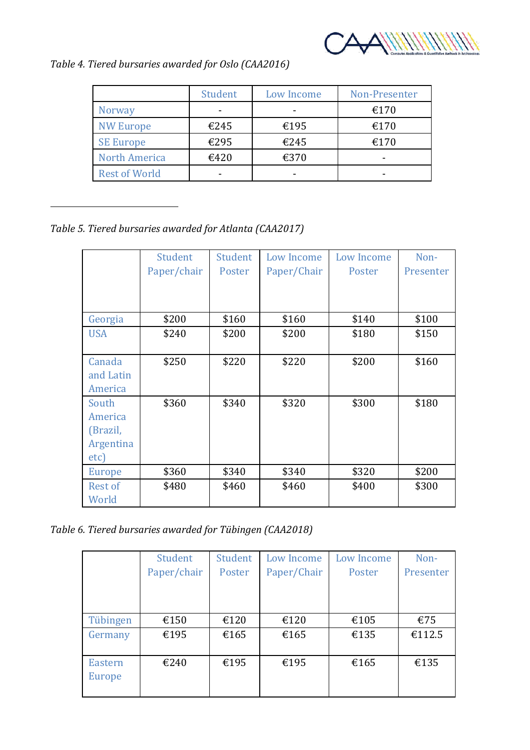*Table 4. Tiered bursaries awarded for Oslo (CAA2016)*

| | Student | Low Income | Non-Presenter |
|---|---|---|---|
| Norway | - | - | €170 |
| NW Europe | €245 | €195 | €170 |
| SE Europe | €295 | €245 | €170 |
| North America | €420 | €370 | - |
| Rest of World | - | - | - |

*Table 5. Tiered bursaries awarded for Atlanta (CAA2017)*

| | Student Paper/chair | Student Poster | Low Income Paper/Chair | Low Income Poster | Non-Presenter |
|---|---|---|---|---|---|
| Georgia | $200 | $160 | $160 | $140 | $100 |
| USA | $240 | $200 | $200 | $180 | $150 |
| Canada and Latin America | $250 | $220 | $220 | $200 | $160 |
| South America (Brazil, Argentina etc) | $360 | $340 | $320 | $300 | $180 |
| Europe | $360 | $340 | $340 | $320 | $200 |
| Rest of World | $480 | $460 | $460 | $400 | $300 |

*Table 6. Tiered bursaries awarded for Tübingen (CAA2018)*

| | Student Paper/chair | Student Poster | Low Income Paper/Chair | Low Income Poster | Non-Presenter |
|---|---|---|---|---|---|
| Tübingen | €150 | €120 | €120 | €105 | €75 |
| Germany | €195 | €165 | €165 | €135 | €112.5 |
| Eastern Europe | €240 | €195 | €195 | €165 | €135 |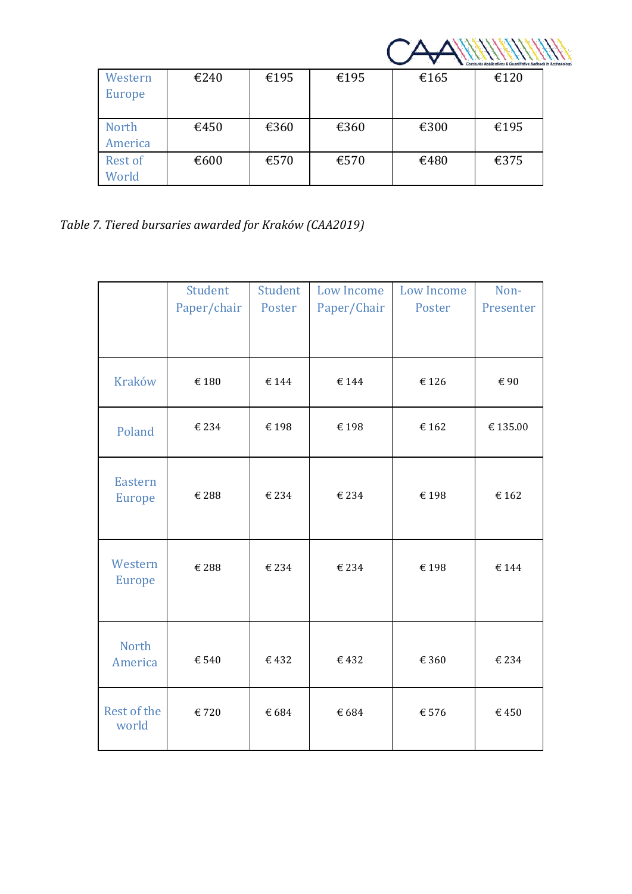| Western Europe | €240 | €195 | €195 | €165 | €120 |
|---|---|---|---|---|---|
| North America | €450 | €360 | €360 | €300 | €195 |
| Rest of World | €600 | €570 | €570 | €480 | €375 |

*Table 7. Tiered bursaries awarded for Kraków (CAA2019)*

| | Student Paper/chair | Student Poster | Low Income Paper/Chair | Low Income Poster | Non-Presenter |
|---|---|---|---|---|---|
| Kraków | € 180 | € 144 | € 144 | € 126 | € 90 |
| Poland | € 234 | € 198 | € 198 | € 162 | € 135.00 |
| Eastern Europe | € 288 | € 234 | € 234 | € 198 | € 162 |
| Western Europe | € 288 | € 234 | € 234 | € 198 | € 144 |
| North America | € 540 | € 432 | € 432 | € 360 | € 234 |
| Rest of the world | € 720 | € 684 | € 684 | € 576 | € 450 |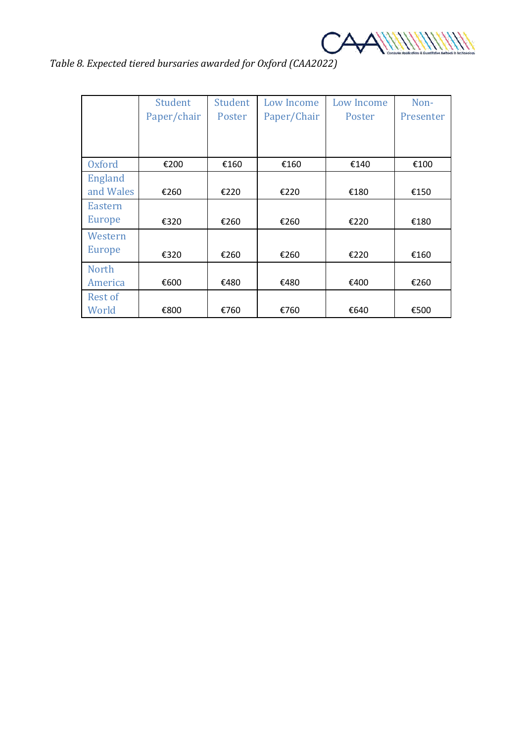*Table 8. Expected tiered bursaries awarded for Oxford (CAA2022)*

| | Student Paper/chair | Student Poster | Low Income Paper/Chair | Low Income Poster | Non-Presenter |
|---|---|---|---|---|---|
| Oxford | €200 | €160 | €160 | €140 | €100 |
| England and Wales | €260 | €220 | €220 | €180 | €150 |
| Eastern Europe | €320 | €260 | €260 | €220 | €180 |
| Western Europe | €320 | €260 | €260 | €220 | €160 |
| North America | €600 | €480 | €480 | €400 | €260 |
| Rest of World | €800 | €760 | €760 | €640 | €500 |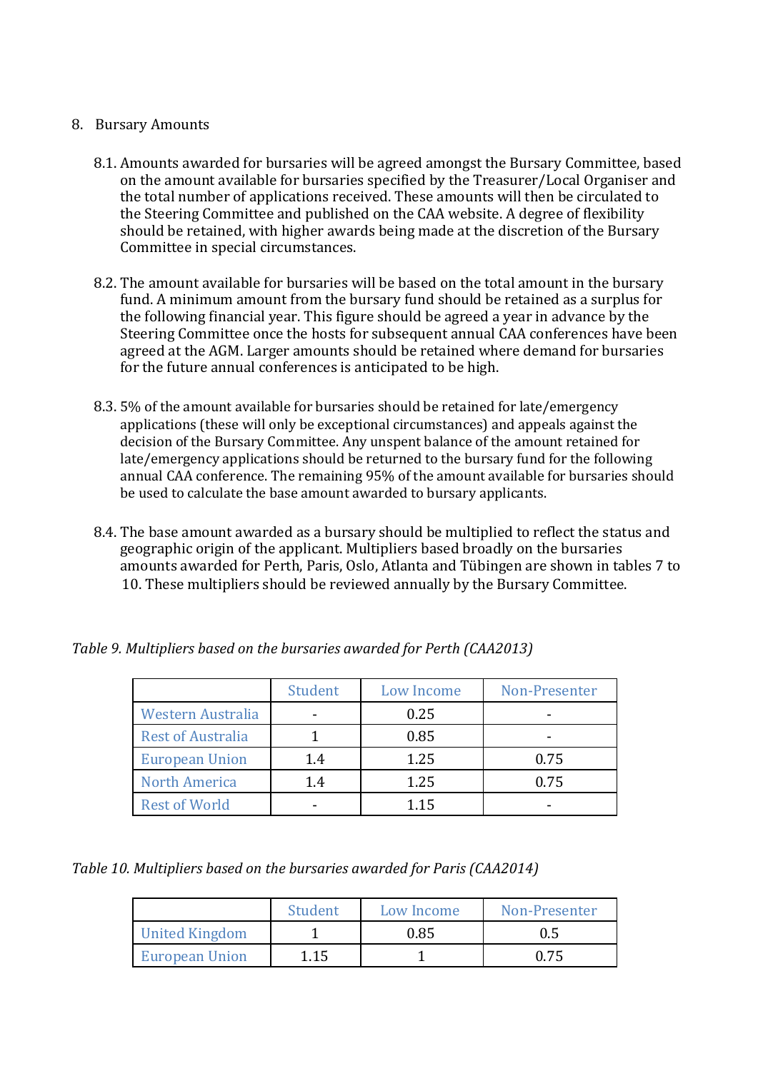8. Bursary Amounts

   8.1. Amounts awarded for bursaries will be agreed amongst the Bursary Committee, based on the amount available for bursaries specified by the Treasurer/Local Organiser and the total number of applications received. These amounts will then be circulated to the Steering Committee and published on the CAA website. A degree of flexibility should be retained, with higher awards being made at the discretion of the Bursary Committee in special circumstances.

   8.2. The amount available for bursaries will be based on the total amount in the bursary fund. A minimum amount from the bursary fund should be retained as a surplus for the following financial year. This figure should be agreed a year in advance by the Steering Committee once the hosts for subsequent annual CAA conferences have been agreed at the AGM. Larger amounts should be retained where demand for bursaries for the future annual conferences is anticipated to be high.

   8.3. 5% of the amount available for bursaries should be retained for late/emergency applications (these will only be exceptional circumstances) and appeals against the decision of the Bursary Committee. Any unspent balance of the amount retained for late/emergency applications should be returned to the bursary fund for the following annual CAA conference. The remaining 95% of the amount available for bursaries should be used to calculate the base amount awarded to bursary applicants.

   8.4. The base amount awarded as a bursary should be multiplied to reflect the status and geographic origin of the applicant. Multipliers based broadly on the bursaries amounts awarded for Perth, Paris, Oslo, Atlanta and Tübingen are shown in tables 7 to 10. These multipliers should be reviewed annually by the Bursary Committee.

*Table 9. Multipliers based on the bursaries awarded for Perth (CAA2013)*

| | Student | Low Income | Non-Presenter |
|---|---|---|---|
| Western Australia | - | 0.25 | - |
| Rest of Australia | 1 | 0.85 | - |
| European Union | 1.4 | 1.25 | 0.75 |
| North America | 1.4 | 1.25 | 0.75 |
| Rest of World | - | 1.15 | - |

*Table 10. Multipliers based on the bursaries awarded for Paris (CAA2014)*

| | Student | Low Income | Non-Presenter |
|---|---|---|---|
| United Kingdom | 1 | 0.85 | 0.5 |
| European Union | 1.15 | 1 | 0.75 |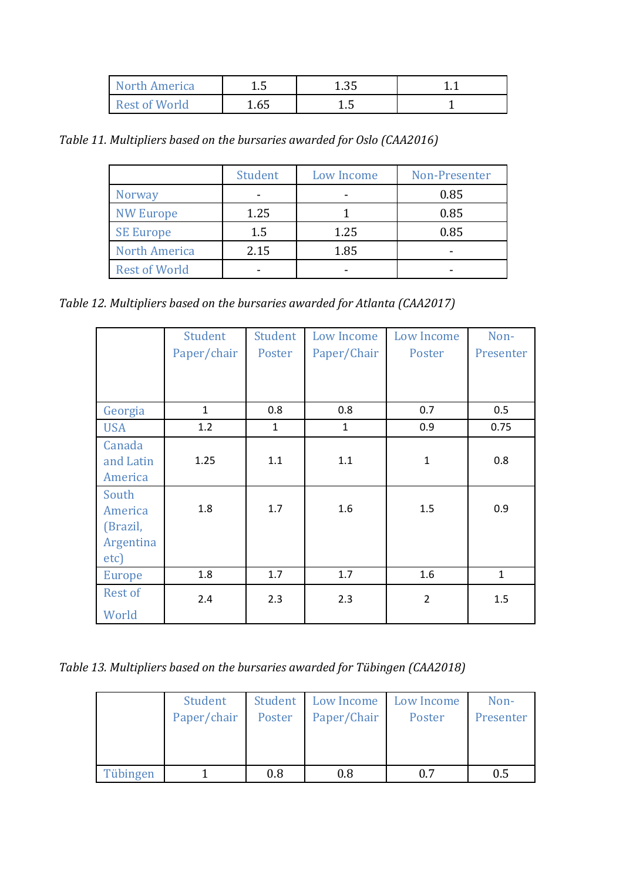| | | | |
|---|---|---|---|
| North America | 1.5 | 1.35 | 1.1 |
| Rest of World | 1.65 | 1.5 | 1 |

*Table 11. Multipliers based on the bursaries awarded for Oslo (CAA2016)*

| | Student | Low Income | Non-Presenter |
|---|---|---|---|
| Norway | - | - | 0.85 |
| NW Europe | 1.25 | 1 | 0.85 |
| SE Europe | 1.5 | 1.25 | 0.85 |
| North America | 2.15 | 1.85 | - |
| Rest of World | - | - | - |

*Table 12. Multipliers based on the bursaries awarded for Atlanta (CAA2017)*

| | Student Paper/chair | Student Poster | Low Income Paper/Chair | Low Income Poster | Non-Presenter |
|---|---|---|---|---|---|
| Georgia | 1 | 0.8 | 0.8 | 0.7 | 0.5 |
| USA | 1.2 | 1 | 1 | 0.9 | 0.75 |
| Canada and Latin America | 1.25 | 1.1 | 1.1 | 1 | 0.8 |
| South America (Brazil, Argentina etc) | 1.8 | 1.7 | 1.6 | 1.5 | 0.9 |
| Europe | 1.8 | 1.7 | 1.7 | 1.6 | 1 |
| Rest of World | 2.4 | 2.3 | 2.3 | 2 | 1.5 |

*Table 13. Multipliers based on the bursaries awarded for Tübingen (CAA2018)*

| | Student Paper/chair | Student Poster | Low Income Paper/Chair | Low Income Poster | Non-Presenter |
|---|---|---|---|---|---|
| Tübingen | 1 | 0.8 | 0.8 | 0.7 | 0.5 |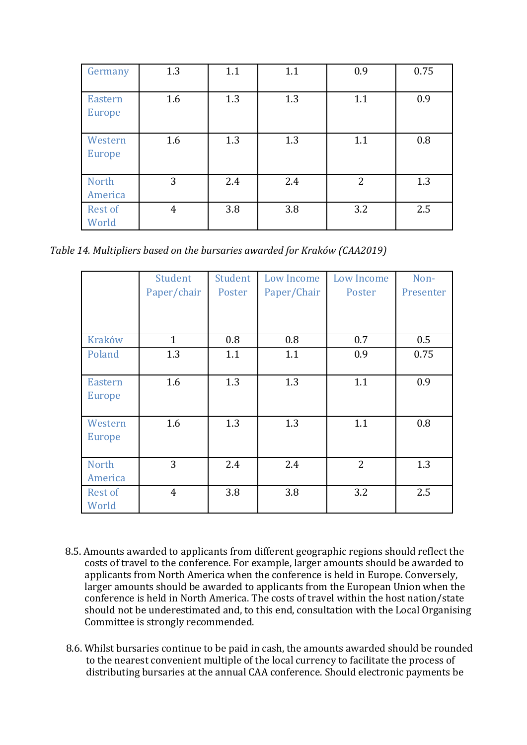| | | | | | |
|---|---|---|---|---|---|
| Germany | 1.3 | 1.1 | 1.1 | 0.9 | 0.75 |
| Eastern Europe | 1.6 | 1.3 | 1.3 | 1.1 | 0.9 |
| Western Europe | 1.6 | 1.3 | 1.3 | 1.1 | 0.8 |
| North America | 3 | 2.4 | 2.4 | 2 | 1.3 |
| Rest of World | 4 | 3.8 | 3.8 | 3.2 | 2.5 |

*Table 14. Multipliers based on the bursaries awarded for Kraków (CAA2019)*

| | Student Paper/chair | Student Poster | Low Income Paper/Chair | Low Income Poster | Non-Presenter |
|---|---|---|---|---|---|
| Kraków | 1 | 0.8 | 0.8 | 0.7 | 0.5 |
| Poland | 1.3 | 1.1 | 1.1 | 0.9 | 0.75 |
| Eastern Europe | 1.6 | 1.3 | 1.3 | 1.1 | 0.9 |
| Western Europe | 1.6 | 1.3 | 1.3 | 1.1 | 0.8 |
| North America | 3 | 2.4 | 2.4 | 2 | 1.3 |
| Rest of World | 4 | 3.8 | 3.8 | 3.2 | 2.5 |

8.5. Amounts awarded to applicants from different geographic regions should reflect the costs of travel to the conference. For example, larger amounts should be awarded to applicants from North America when the conference is held in Europe. Conversely, larger amounts should be awarded to applicants from the European Union when the conference is held in North America. The costs of travel within the host nation/state should not be underestimated and, to this end, consultation with the Local Organising Committee is strongly recommended.

8.6. Whilst bursaries continue to be paid in cash, the amounts awarded should be rounded to the nearest convenient multiple of the local currency to facilitate the process of distributing bursaries at the annual CAA conference. Should electronic payments be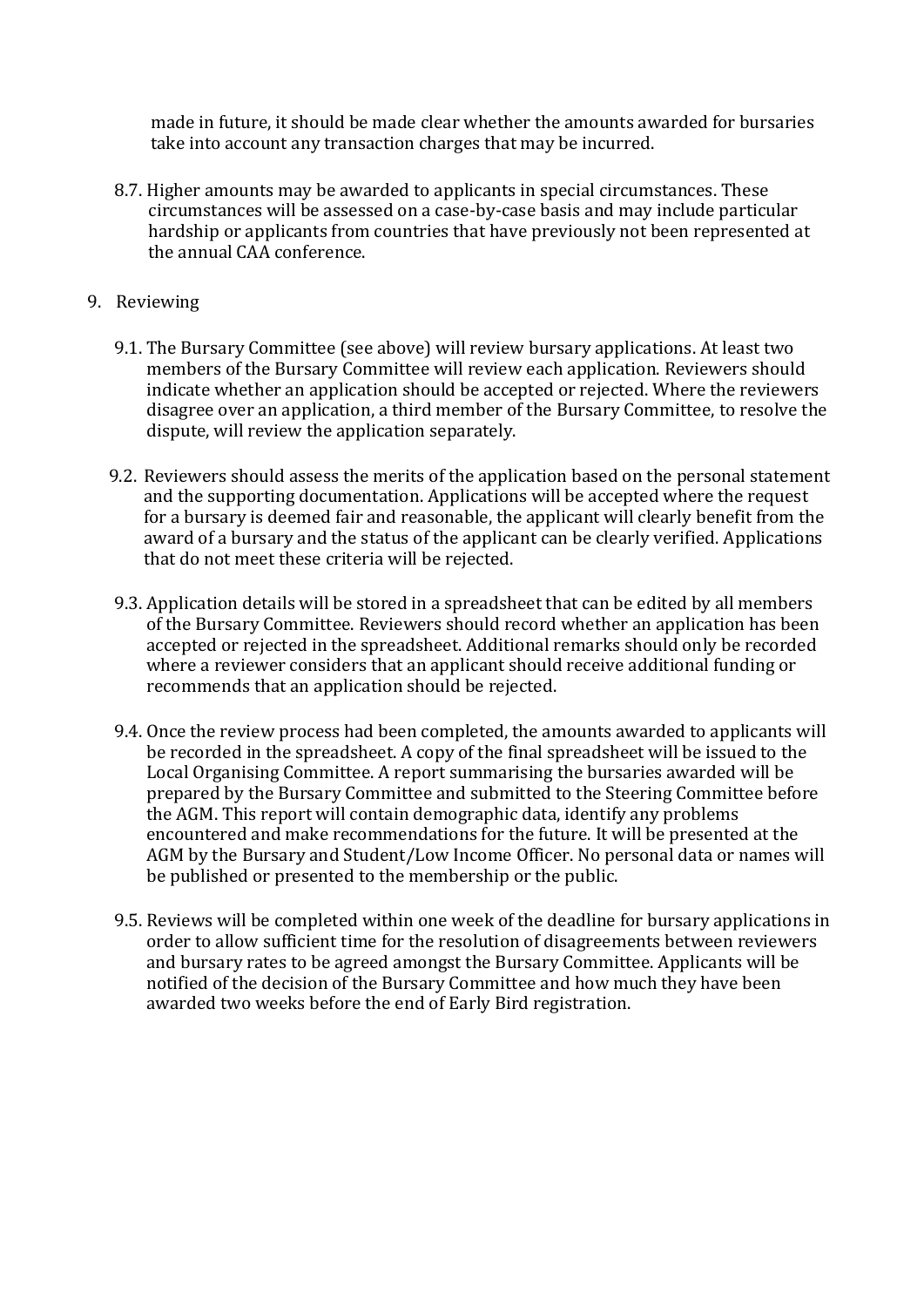made in future, it should be made clear whether the amounts awarded for bursaries take into account any transaction charges that may be incurred.

8.7. Higher amounts may be awarded to applicants in special circumstances. These circumstances will be assessed on a case-by-case basis and may include particular hardship or applicants from countries that have previously not been represented at the annual CAA conference.

9. Reviewing

9.1. The Bursary Committee (see above) will review bursary applications. At least two members of the Bursary Committee will review each application. Reviewers should indicate whether an application should be accepted or rejected. Where the reviewers disagree over an application, a third member of the Bursary Committee, to resolve the dispute, will review the application separately.

9.2. Reviewers should assess the merits of the application based on the personal statement and the supporting documentation. Applications will be accepted where the request for a bursary is deemed fair and reasonable, the applicant will clearly benefit from the award of a bursary and the status of the applicant can be clearly verified. Applications that do not meet these criteria will be rejected.

9.3. Application details will be stored in a spreadsheet that can be edited by all members of the Bursary Committee. Reviewers should record whether an application has been accepted or rejected in the spreadsheet. Additional remarks should only be recorded where a reviewer considers that an applicant should receive additional funding or recommends that an application should be rejected.

9.4. Once the review process had been completed, the amounts awarded to applicants will be recorded in the spreadsheet. A copy of the final spreadsheet will be issued to the Local Organising Committee. A report summarising the bursaries awarded will be prepared by the Bursary Committee and submitted to the Steering Committee before the AGM. This report will contain demographic data, identify any problems encountered and make recommendations for the future. It will be presented at the AGM by the Bursary and Student/Low Income Officer. No personal data or names will be published or presented to the membership or the public.

9.5. Reviews will be completed within one week of the deadline for bursary applications in order to allow sufficient time for the resolution of disagreements between reviewers and bursary rates to be agreed amongst the Bursary Committee. Applicants will be notified of the decision of the Bursary Committee and how much they have been awarded two weeks before the end of Early Bird registration.